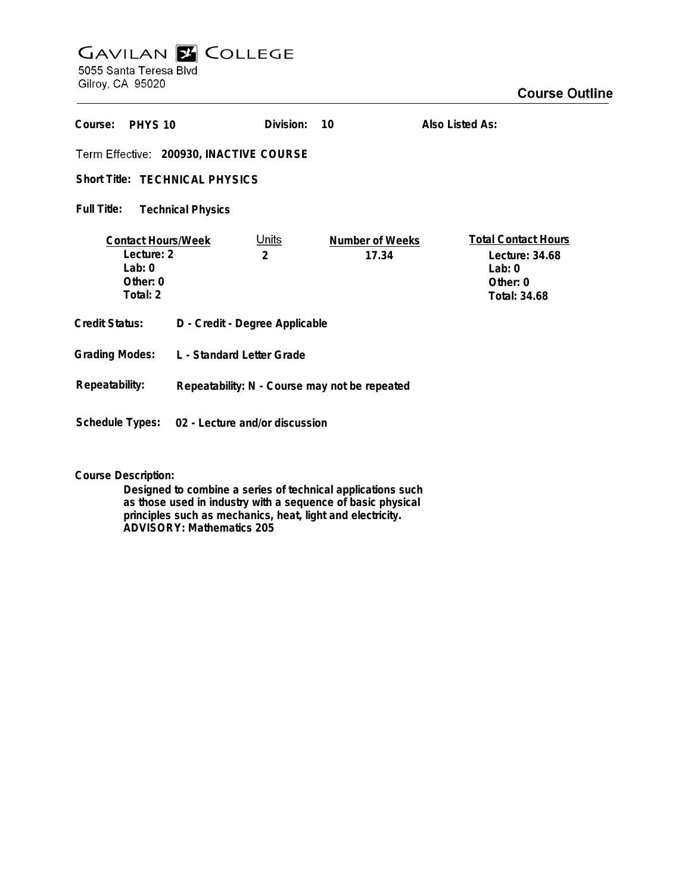# Gavilan College

5055 Santa Teresa Blvd
Gilroy, CA 95020

## Course Outline

**Course:** PHYS 10 **Division:** 10 **Also Listed As:**

**Term Effective:** 200930, INACTIVE COURSE

**Short Title:** TECHNICAL PHYSICS

**Full Title:** Technical Physics

| Contact Hours/Week | Units | Number of Weeks | Total Contact Hours |
|---|---|---|---|
| Lecture: 2 | 2 | 17.34 | Lecture: 34.68 |
| Lab: 0 | | | Lab: 0 |
| Other: 0 | | | Other: 0 |
| Total: 2 | | | Total: 34.68 |

**Credit Status:** D - Credit - Degree Applicable

**Grading Modes:** L - Standard Letter Grade

**Repeatability:** Repeatability: N - Course may not be repeated

**Schedule Types:** 02 - Lecture and/or discussion

**Course Description:**

Designed to combine a series of technical applications such as those used in industry with a sequence of basic physical principles such as mechanics, heat, light and electricity.
ADVISORY: Mathematics 205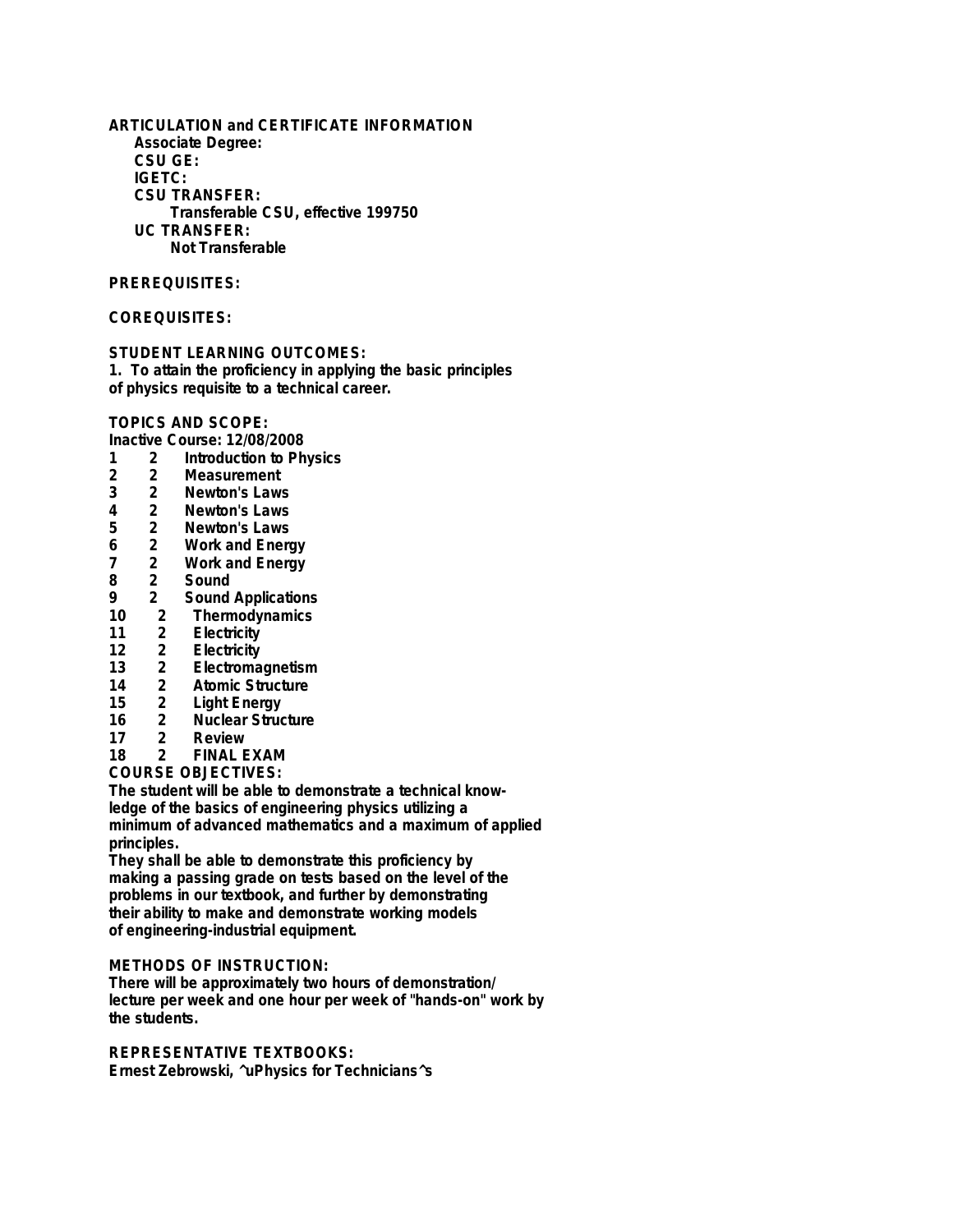**ARTICULATION and CERTIFICATE INFORMATION**

**Associate Degree:**

**CSU GE:**

**IGETC:**

**CSU TRANSFER:**

Transferable CSU, effective 199750

**UC TRANSFER:**

Not Transferable

**PREREQUISITES:**

**COREQUISITES:**

**STUDENT LEARNING OUTCOMES:**

1. To attain the proficiency in applying the basic principles of physics requisite to a technical career.

**TOPICS AND SCOPE:**

Inactive Course: 12/08/2008

| | | |
|---|---|---|
| 1 | 2 | Introduction to Physics |
| 2 | 2 | Measurement |
| 3 | 2 | Newton's Laws |
| 4 | 2 | Newton's Laws |
| 5 | 2 | Newton's Laws |
| 6 | 2 | Work and Energy |
| 7 | 2 | Work and Energy |
| 8 | 2 | Sound |
| 9 | 2 | Sound Applications |
| 10 | 2 | Thermodynamics |
| 11 | 2 | Electricity |
| 12 | 2 | Electricity |
| 13 | 2 | Electromagnetism |
| 14 | 2 | Atomic Structure |
| 15 | 2 | Light Energy |
| 16 | 2 | Nuclear Structure |
| 17 | 2 | Review |
| 18 | 2 | FINAL EXAM |

**COURSE OBJECTIVES:**

The student will be able to demonstrate a technical knowledge of the basics of engineering physics utilizing a minimum of advanced mathematics and a maximum of applied principles.

They shall be able to demonstrate this proficiency by making a passing grade on tests based on the level of the problems in our textbook, and further by demonstrating their ability to make and demonstrate working models of engineering-industrial equipment.

**METHODS OF INSTRUCTION:**

There will be approximately two hours of demonstration/ lecture per week and one hour per week of "hands-on" work by the students.

**REPRESENTATIVE TEXTBOOKS:**

Ernest Zebrowski, ^uPhysics for Technicians^s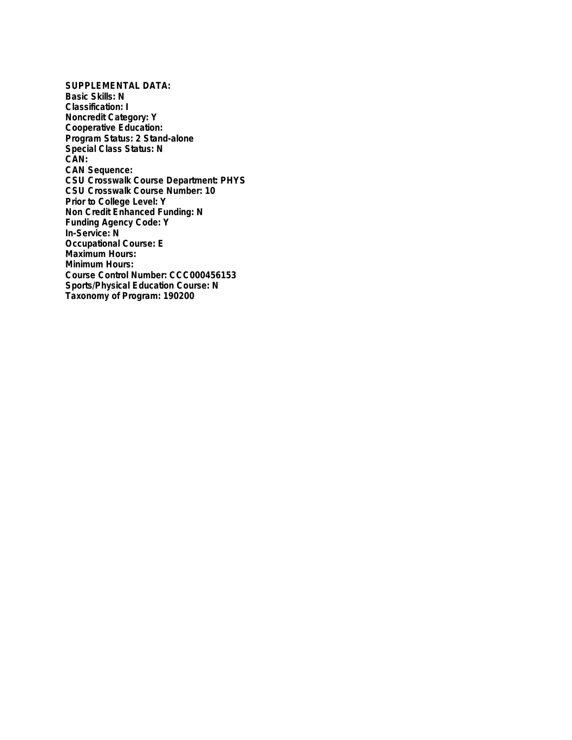**SUPPLEMENTAL DATA:**
**Basic Skills: N**
**Classification: I**
**Noncredit Category: Y**
**Cooperative Education:**
**Program Status: 2 Stand-alone**
**Special Class Status: N**
**CAN:**
**CAN Sequence:**
**CSU Crosswalk Course Department: PHYS**
**CSU Crosswalk Course Number: 10**
**Prior to College Level: Y**
**Non Credit Enhanced Funding: N**
**Funding Agency Code: Y**
**In-Service: N**
**Occupational Course: E**
**Maximum Hours:**
**Minimum Hours:**
**Course Control Number: CCC000456153**
**Sports/Physical Education Course: N**
**Taxonomy of Program: 190200**